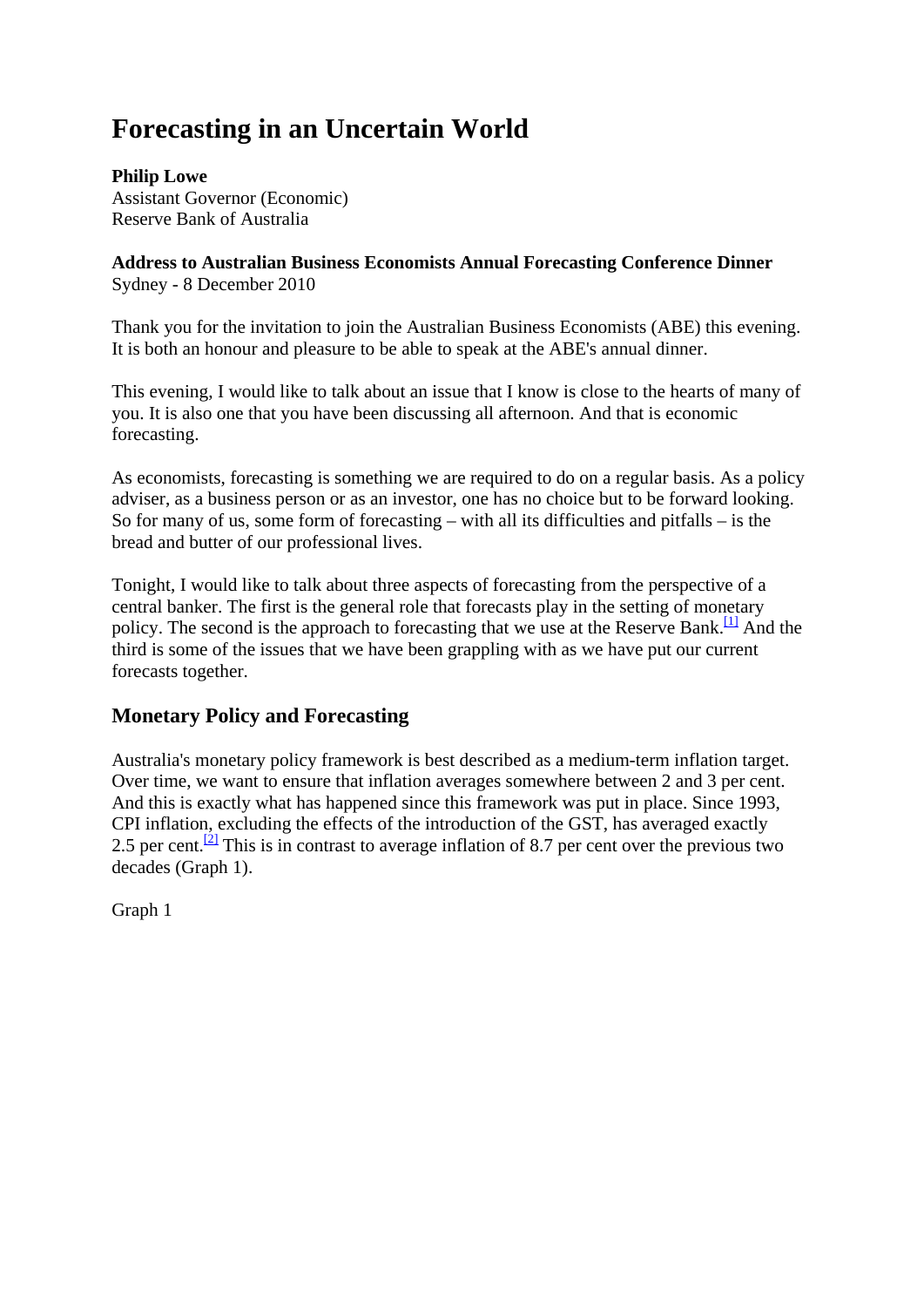# Forecasting in an Uncertain World

**Philip Lowe**
Assistant Governor (Economic)
Reserve Bank of Australia

**Address to Australian Business Economists Annual Forecasting Conference Dinner**
Sydney - 8 December 2010

Thank you for the invitation to join the Australian Business Economists (ABE) this evening. It is both an honour and pleasure to be able to speak at the ABE's annual dinner.

This evening, I would like to talk about an issue that I know is close to the hearts of many of you. It is also one that you have been discussing all afternoon. And that is economic forecasting.

As economists, forecasting is something we are required to do on a regular basis. As a policy adviser, as a business person or as an investor, one has no choice but to be forward looking. So for many of us, some form of forecasting – with all its difficulties and pitfalls – is the bread and butter of our professional lives.

Tonight, I would like to talk about three aspects of forecasting from the perspective of a central banker. The first is the general role that forecasts play in the setting of monetary policy. The second is the approach to forecasting that we use at the Reserve Bank.[1] And the third is some of the issues that we have been grappling with as we have put our current forecasts together.

## Monetary Policy and Forecasting

Australia's monetary policy framework is best described as a medium-term inflation target. Over time, we want to ensure that inflation averages somewhere between 2 and 3 per cent. And this is exactly what has happened since this framework was put in place. Since 1993, CPI inflation, excluding the effects of the introduction of the GST, has averaged exactly 2.5 per cent.[2] This is in contrast to average inflation of 8.7 per cent over the previous two decades (Graph 1).

Graph 1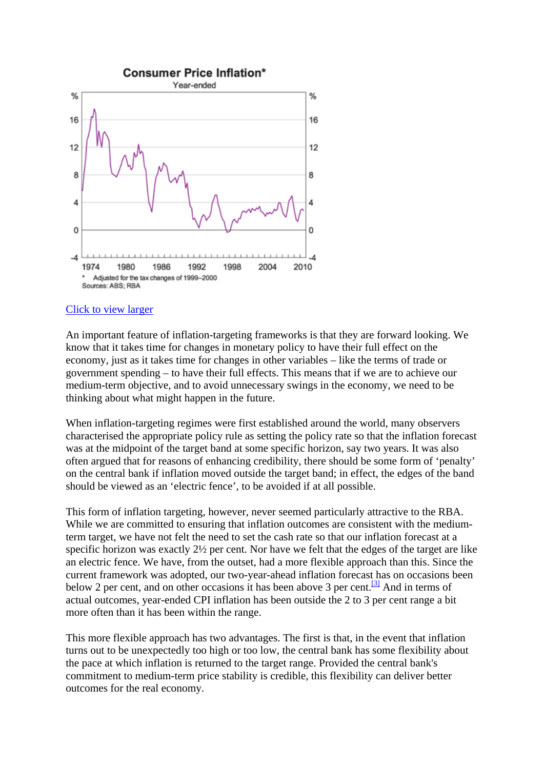**Consumer Price Inflation***

Year-ended

* Adjusted for the tax changes of 1999–2000

Sources: ABS; RBA

Click to view larger

An important feature of inflation-targeting frameworks is that they are forward looking. We know that it takes time for changes in monetary policy to have their full effect on the economy, just as it takes time for changes in other variables – like the terms of trade or government spending – to have their full effects. This means that if we are to achieve our medium-term objective, and to avoid unnecessary swings in the economy, we need to be thinking about what might happen in the future.

When inflation-targeting regimes were first established around the world, many observers characterised the appropriate policy rule as setting the policy rate so that the inflation forecast was at the midpoint of the target band at some specific horizon, say two years. It was also often argued that for reasons of enhancing credibility, there should be some form of 'penalty' on the central bank if inflation moved outside the target band; in effect, the edges of the band should be viewed as an 'electric fence', to be avoided if at all possible.

This form of inflation targeting, however, never seemed particularly attractive to the RBA. While we are committed to ensuring that inflation outcomes are consistent with the medium-term target, we have not felt the need to set the cash rate so that our inflation forecast at a specific horizon was exactly 2½ per cent. Nor have we felt that the edges of the target are like an electric fence. We have, from the outset, had a more flexible approach than this. Since the current framework was adopted, our two-year-ahead inflation forecast has on occasions been below 2 per cent, and on other occasions it has been above 3 per cent.[3] And in terms of actual outcomes, year-ended CPI inflation has been outside the 2 to 3 per cent range a bit more often than it has been within the range.

This more flexible approach has two advantages. The first is that, in the event that inflation turns out to be unexpectedly too high or too low, the central bank has some flexibility about the pace at which inflation is returned to the target range. Provided the central bank's commitment to medium-term price stability is credible, this flexibility can deliver better outcomes for the real economy.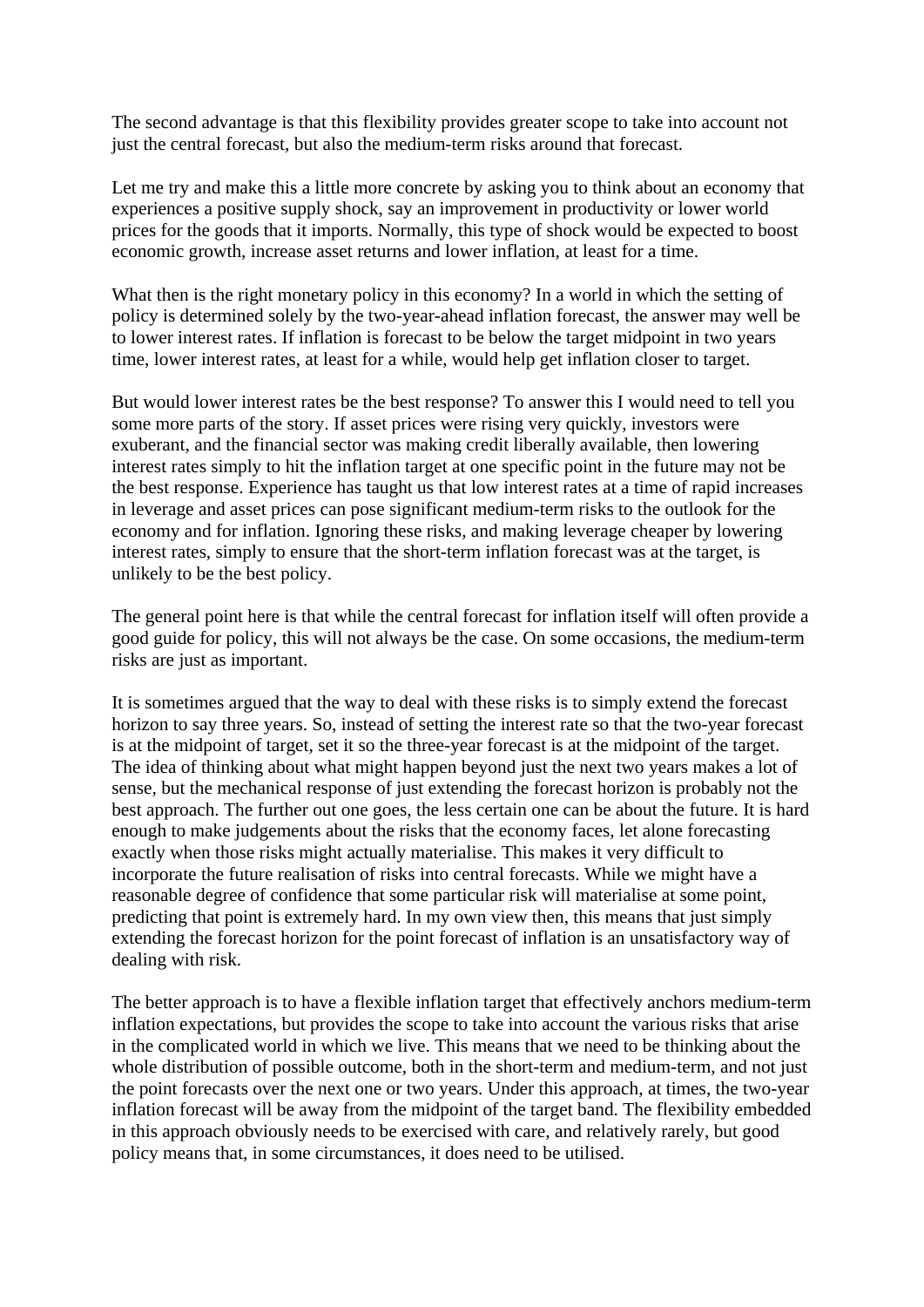The second advantage is that this flexibility provides greater scope to take into account not just the central forecast, but also the medium-term risks around that forecast.

Let me try and make this a little more concrete by asking you to think about an economy that experiences a positive supply shock, say an improvement in productivity or lower world prices for the goods that it imports. Normally, this type of shock would be expected to boost economic growth, increase asset returns and lower inflation, at least for a time.

What then is the right monetary policy in this economy? In a world in which the setting of policy is determined solely by the two-year-ahead inflation forecast, the answer may well be to lower interest rates. If inflation is forecast to be below the target midpoint in two years time, lower interest rates, at least for a while, would help get inflation closer to target.

But would lower interest rates be the best response? To answer this I would need to tell you some more parts of the story. If asset prices were rising very quickly, investors were exuberant, and the financial sector was making credit liberally available, then lowering interest rates simply to hit the inflation target at one specific point in the future may not be the best response. Experience has taught us that low interest rates at a time of rapid increases in leverage and asset prices can pose significant medium-term risks to the outlook for the economy and for inflation. Ignoring these risks, and making leverage cheaper by lowering interest rates, simply to ensure that the short-term inflation forecast was at the target, is unlikely to be the best policy.

The general point here is that while the central forecast for inflation itself will often provide a good guide for policy, this will not always be the case. On some occasions, the medium-term risks are just as important.

It is sometimes argued that the way to deal with these risks is to simply extend the forecast horizon to say three years. So, instead of setting the interest rate so that the two-year forecast is at the midpoint of target, set it so the three-year forecast is at the midpoint of the target. The idea of thinking about what might happen beyond just the next two years makes a lot of sense, but the mechanical response of just extending the forecast horizon is probably not the best approach. The further out one goes, the less certain one can be about the future. It is hard enough to make judgements about the risks that the economy faces, let alone forecasting exactly when those risks might actually materialise. This makes it very difficult to incorporate the future realisation of risks into central forecasts. While we might have a reasonable degree of confidence that some particular risk will materialise at some point, predicting that point is extremely hard. In my own view then, this means that just simply extending the forecast horizon for the point forecast of inflation is an unsatisfactory way of dealing with risk.

The better approach is to have a flexible inflation target that effectively anchors medium-term inflation expectations, but provides the scope to take into account the various risks that arise in the complicated world in which we live. This means that we need to be thinking about the whole distribution of possible outcome, both in the short-term and medium-term, and not just the point forecasts over the next one or two years. Under this approach, at times, the two-year inflation forecast will be away from the midpoint of the target band. The flexibility embedded in this approach obviously needs to be exercised with care, and relatively rarely, but good policy means that, in some circumstances, it does need to be utilised.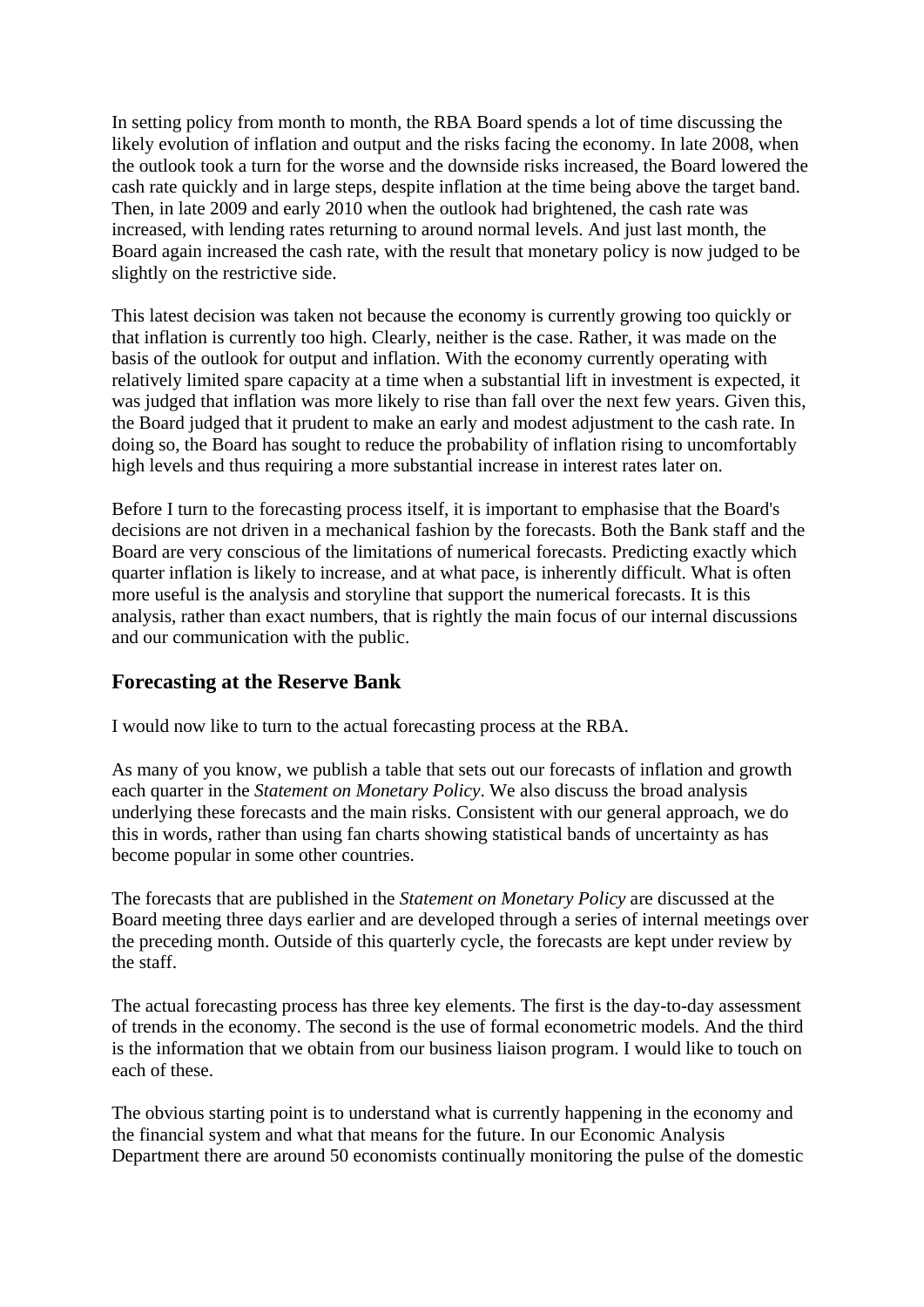In setting policy from month to month, the RBA Board spends a lot of time discussing the likely evolution of inflation and output and the risks facing the economy. In late 2008, when the outlook took a turn for the worse and the downside risks increased, the Board lowered the cash rate quickly and in large steps, despite inflation at the time being above the target band. Then, in late 2009 and early 2010 when the outlook had brightened, the cash rate was increased, with lending rates returning to around normal levels. And just last month, the Board again increased the cash rate, with the result that monetary policy is now judged to be slightly on the restrictive side.

This latest decision was taken not because the economy is currently growing too quickly or that inflation is currently too high. Clearly, neither is the case. Rather, it was made on the basis of the outlook for output and inflation. With the economy currently operating with relatively limited spare capacity at a time when a substantial lift in investment is expected, it was judged that inflation was more likely to rise than fall over the next few years. Given this, the Board judged that it prudent to make an early and modest adjustment to the cash rate. In doing so, the Board has sought to reduce the probability of inflation rising to uncomfortably high levels and thus requiring a more substantial increase in interest rates later on.

Before I turn to the forecasting process itself, it is important to emphasise that the Board's decisions are not driven in a mechanical fashion by the forecasts. Both the Bank staff and the Board are very conscious of the limitations of numerical forecasts. Predicting exactly which quarter inflation is likely to increase, and at what pace, is inherently difficult. What is often more useful is the analysis and storyline that support the numerical forecasts. It is this analysis, rather than exact numbers, that is rightly the main focus of our internal discussions and our communication with the public.

## Forecasting at the Reserve Bank

I would now like to turn to the actual forecasting process at the RBA.

As many of you know, we publish a table that sets out our forecasts of inflation and growth each quarter in the *Statement on Monetary Policy*. We also discuss the broad analysis underlying these forecasts and the main risks. Consistent with our general approach, we do this in words, rather than using fan charts showing statistical bands of uncertainty as has become popular in some other countries.

The forecasts that are published in the *Statement on Monetary Policy* are discussed at the Board meeting three days earlier and are developed through a series of internal meetings over the preceding month. Outside of this quarterly cycle, the forecasts are kept under review by the staff.

The actual forecasting process has three key elements. The first is the day-to-day assessment of trends in the economy. The second is the use of formal econometric models. And the third is the information that we obtain from our business liaison program. I would like to touch on each of these.

The obvious starting point is to understand what is currently happening in the economy and the financial system and what that means for the future. In our Economic Analysis Department there are around 50 economists continually monitoring the pulse of the domestic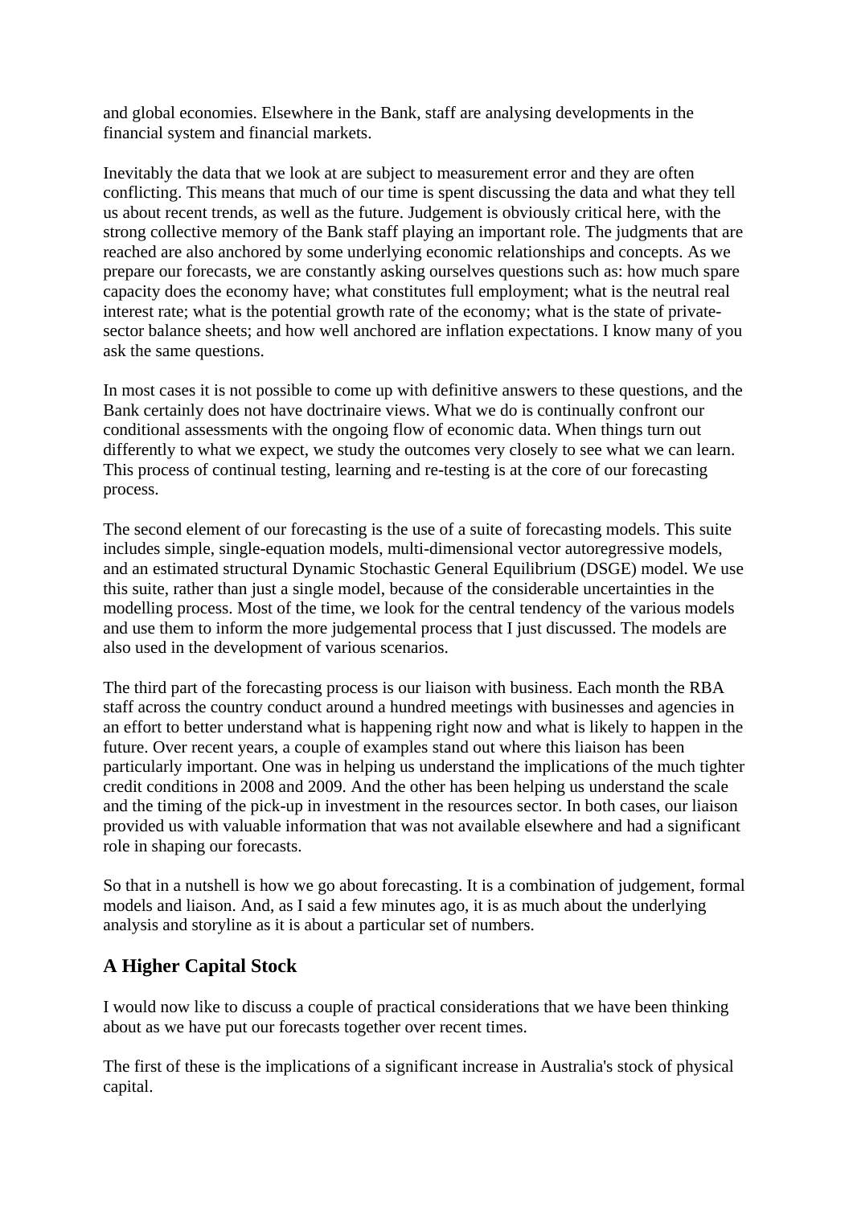and global economies. Elsewhere in the Bank, staff are analysing developments in the financial system and financial markets.

Inevitably the data that we look at are subject to measurement error and they are often conflicting. This means that much of our time is spent discussing the data and what they tell us about recent trends, as well as the future. Judgement is obviously critical here, with the strong collective memory of the Bank staff playing an important role. The judgments that are reached are also anchored by some underlying economic relationships and concepts. As we prepare our forecasts, we are constantly asking ourselves questions such as: how much spare capacity does the economy have; what constitutes full employment; what is the neutral real interest rate; what is the potential growth rate of the economy; what is the state of private-sector balance sheets; and how well anchored are inflation expectations. I know many of you ask the same questions.

In most cases it is not possible to come up with definitive answers to these questions, and the Bank certainly does not have doctrinaire views. What we do is continually confront our conditional assessments with the ongoing flow of economic data. When things turn out differently to what we expect, we study the outcomes very closely to see what we can learn. This process of continual testing, learning and re-testing is at the core of our forecasting process.

The second element of our forecasting is the use of a suite of forecasting models. This suite includes simple, single-equation models, multi-dimensional vector autoregressive models, and an estimated structural Dynamic Stochastic General Equilibrium (DSGE) model. We use this suite, rather than just a single model, because of the considerable uncertainties in the modelling process. Most of the time, we look for the central tendency of the various models and use them to inform the more judgemental process that I just discussed. The models are also used in the development of various scenarios.

The third part of the forecasting process is our liaison with business. Each month the RBA staff across the country conduct around a hundred meetings with businesses and agencies in an effort to better understand what is happening right now and what is likely to happen in the future. Over recent years, a couple of examples stand out where this liaison has been particularly important. One was in helping us understand the implications of the much tighter credit conditions in 2008 and 2009. And the other has been helping us understand the scale and the timing of the pick-up in investment in the resources sector. In both cases, our liaison provided us with valuable information that was not available elsewhere and had a significant role in shaping our forecasts.

So that in a nutshell is how we go about forecasting. It is a combination of judgement, formal models and liaison. And, as I said a few minutes ago, it is as much about the underlying analysis and storyline as it is about a particular set of numbers.

## A Higher Capital Stock

I would now like to discuss a couple of practical considerations that we have been thinking about as we have put our forecasts together over recent times.

The first of these is the implications of a significant increase in Australia's stock of physical capital.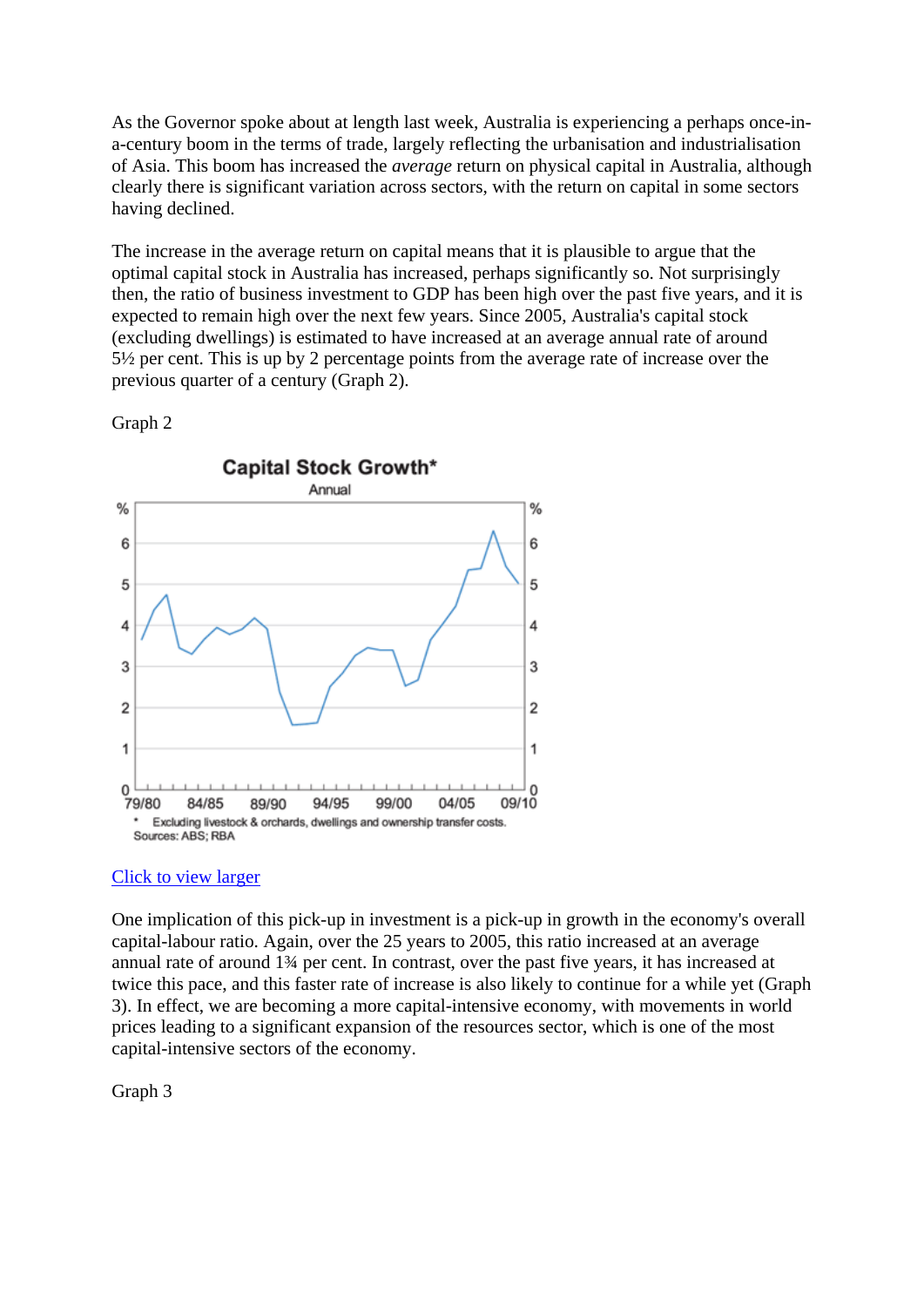As the Governor spoke about at length last week, Australia is experiencing a perhaps once-in-a-century boom in the terms of trade, largely reflecting the urbanisation and industrialisation of Asia. This boom has increased the *average* return on physical capital in Australia, although clearly there is significant variation across sectors, with the return on capital in some sectors having declined.

The increase in the average return on capital means that it is plausible to argue that the optimal capital stock in Australia has increased, perhaps significantly so. Not surprisingly then, the ratio of business investment to GDP has been high over the past five years, and it is expected to remain high over the next few years. Since 2005, Australia's capital stock (excluding dwellings) is estimated to have increased at an average annual rate of around 5½ per cent. This is up by 2 percentage points from the average rate of increase over the previous quarter of a century (Graph 2).

Graph 2

Capital Stock Growth*

Annual

\* Excluding livestock & orchards, dwellings and ownership transfer costs.
Sources: ABS; RBA

[Click to view larger]

One implication of this pick-up in investment is a pick-up in growth in the economy's overall capital-labour ratio. Again, over the 25 years to 2005, this ratio increased at an average annual rate of around 1¾ per cent. In contrast, over the past five years, it has increased at twice this pace, and this faster rate of increase is also likely to continue for a while yet (Graph 3). In effect, we are becoming a more capital-intensive economy, with movements in world prices leading to a significant expansion of the resources sector, which is one of the most capital-intensive sectors of the economy.

Graph 3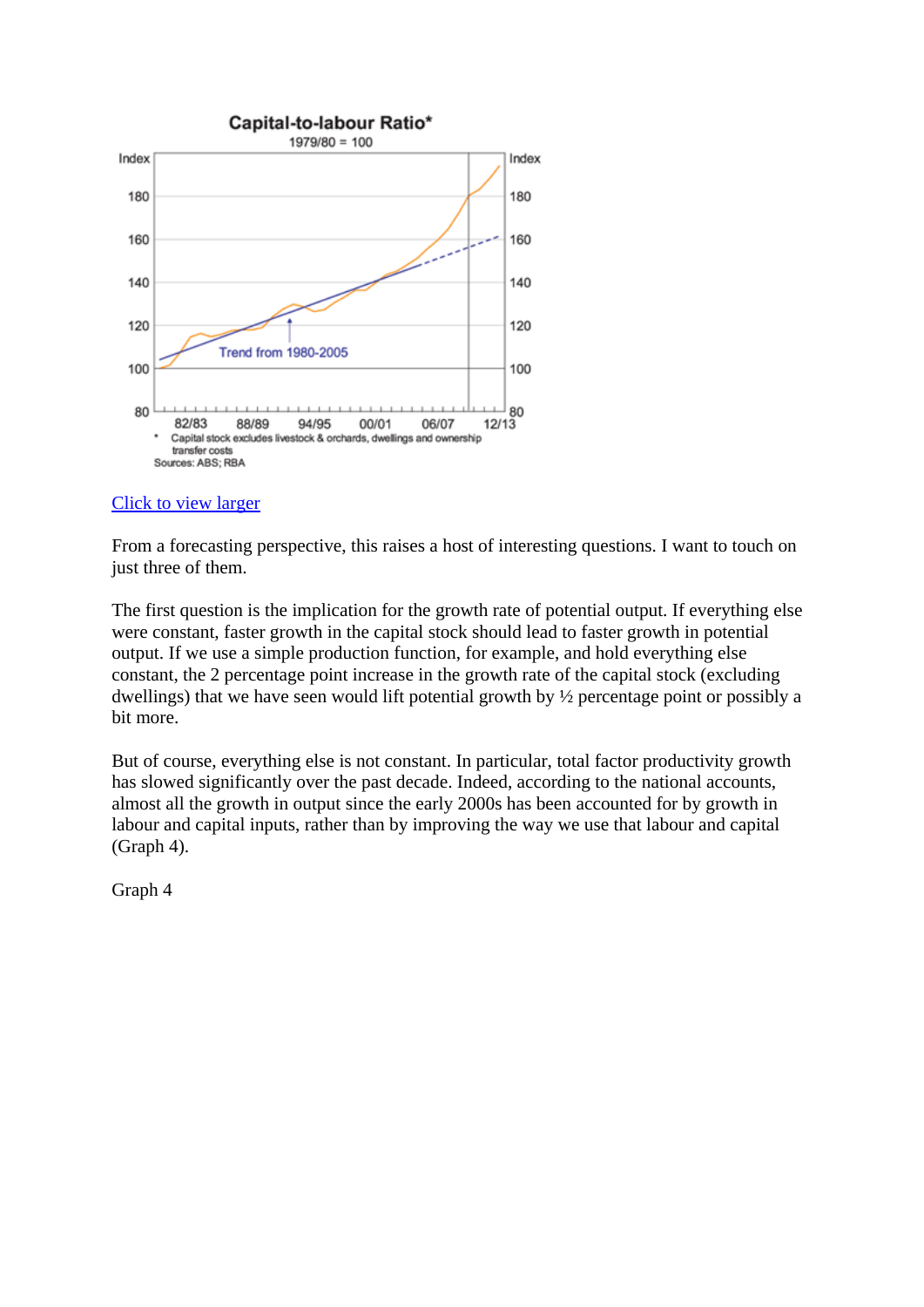Click to view larger

From a forecasting perspective, this raises a host of interesting questions. I want to touch on just three of them.

The first question is the implication for the growth rate of potential output. If everything else were constant, faster growth in the capital stock should lead to faster growth in potential output. If we use a simple production function, for example, and hold everything else constant, the 2 percentage point increase in the growth rate of the capital stock (excluding dwellings) that we have seen would lift potential growth by ½ percentage point or possibly a bit more.

But of course, everything else is not constant. In particular, total factor productivity growth has slowed significantly over the past decade. Indeed, according to the national accounts, almost all the growth in output since the early 2000s has been accounted for by growth in labour and capital inputs, rather than by improving the way we use that labour and capital (Graph 4).

Graph 4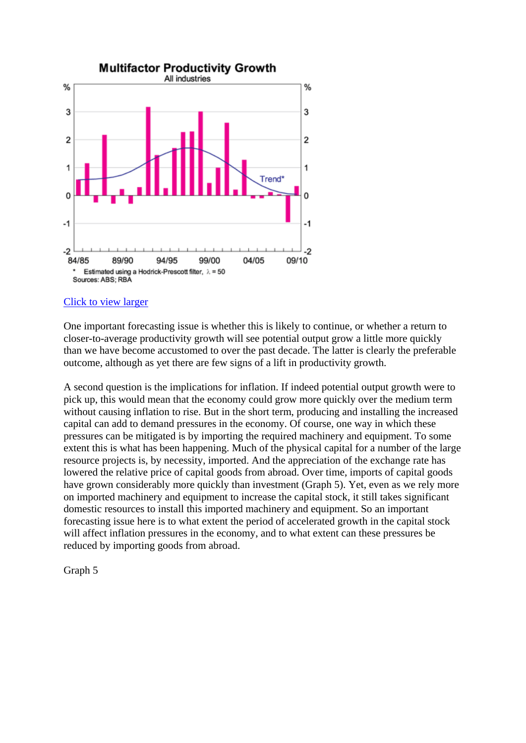Multifactor Productivity Growth

All industries

* Estimated using a Hodrick-Prescott filter, λ = 50

Sources: ABS; RBA

Click to view larger

One important forecasting issue is whether this is likely to continue, or whether a return to closer-to-average productivity growth will see potential output grow a little more quickly than we have become accustomed to over the past decade. The latter is clearly the preferable outcome, although as yet there are few signs of a lift in productivity growth.

A second question is the implications for inflation. If indeed potential output growth were to pick up, this would mean that the economy could grow more quickly over the medium term without causing inflation to rise. But in the short term, producing and installing the increased capital can add to demand pressures in the economy. Of course, one way in which these pressures can be mitigated is by importing the required machinery and equipment. To some extent this is what has been happening. Much of the physical capital for a number of the large resource projects is, by necessity, imported. And the appreciation of the exchange rate has lowered the relative price of capital goods from abroad. Over time, imports of capital goods have grown considerably more quickly than investment (Graph 5). Yet, even as we rely more on imported machinery and equipment to increase the capital stock, it still takes significant domestic resources to install this imported machinery and equipment. So an important forecasting issue here is to what extent the period of accelerated growth in the capital stock will affect inflation pressures in the economy, and to what extent can these pressures be reduced by importing goods from abroad.

Graph 5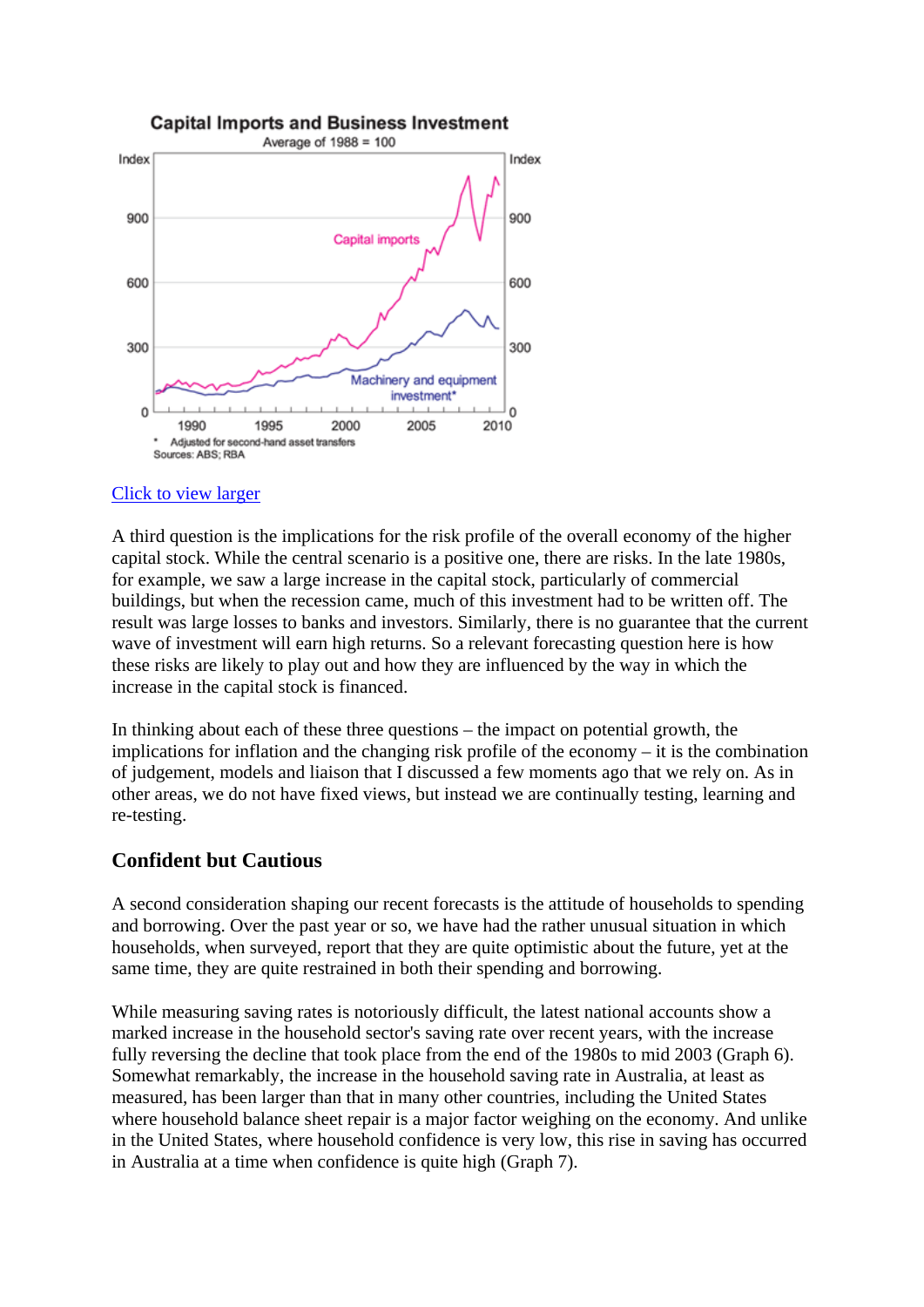**Capital Imports and Business Investment**

Average of 1988 = 100

\* Adjusted for second-hand asset transfers

Sources: ABS; RBA

Click to view larger

A third question is the implications for the risk profile of the overall economy of the higher capital stock. While the central scenario is a positive one, there are risks. In the late 1980s, for example, we saw a large increase in the capital stock, particularly of commercial buildings, but when the recession came, much of this investment had to be written off. The result was large losses to banks and investors. Similarly, there is no guarantee that the current wave of investment will earn high returns. So a relevant forecasting question here is how these risks are likely to play out and how they are influenced by the way in which the increase in the capital stock is financed.

In thinking about each of these three questions – the impact on potential growth, the implications for inflation and the changing risk profile of the economy – it is the combination of judgement, models and liaison that I discussed a few moments ago that we rely on. As in other areas, we do not have fixed views, but instead we are continually testing, learning and re-testing.

## Confident but Cautious

A second consideration shaping our recent forecasts is the attitude of households to spending and borrowing. Over the past year or so, we have had the rather unusual situation in which households, when surveyed, report that they are quite optimistic about the future, yet at the same time, they are quite restrained in both their spending and borrowing.

While measuring saving rates is notoriously difficult, the latest national accounts show a marked increase in the household sector's saving rate over recent years, with the increase fully reversing the decline that took place from the end of the 1980s to mid 2003 (Graph 6). Somewhat remarkably, the increase in the household saving rate in Australia, at least as measured, has been larger than that in many other countries, including the United States where household balance sheet repair is a major factor weighing on the economy. And unlike in the United States, where household confidence is very low, this rise in saving has occurred in Australia at a time when confidence is quite high (Graph 7).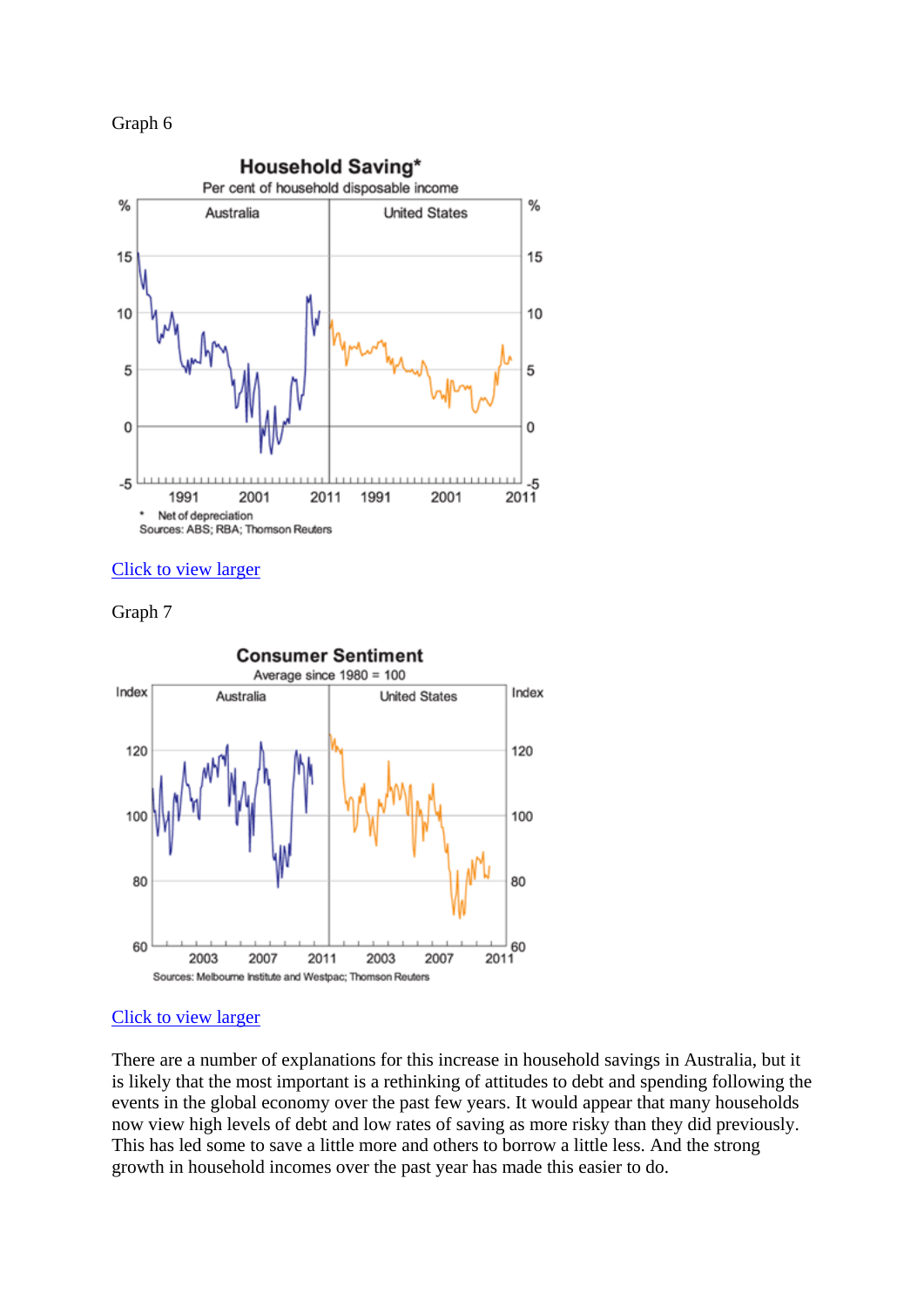Graph 6

Click to view larger

Graph 7

Click to view larger

There are a number of explanations for this increase in household savings in Australia, but it is likely that the most important is a rethinking of attitudes to debt and spending following the events in the global economy over the past few years. It would appear that many households now view high levels of debt and low rates of saving as more risky than they did previously. This has led some to save a little more and others to borrow a little less. And the strong growth in household incomes over the past year has made this easier to do.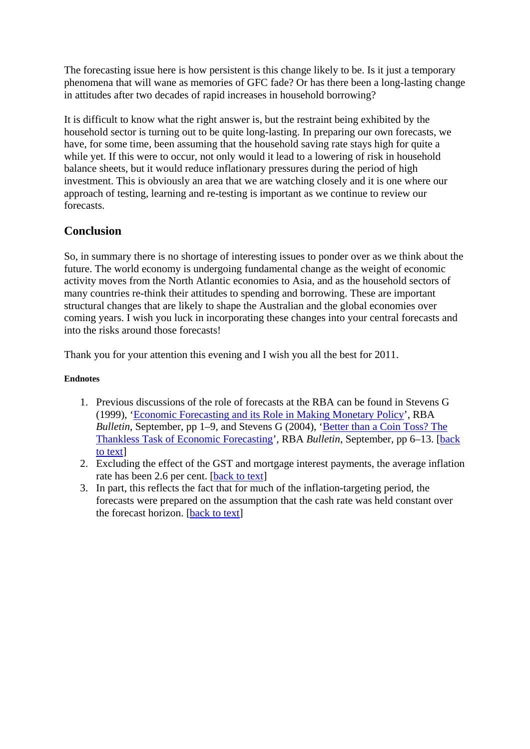The forecasting issue here is how persistent is this change likely to be. Is it just a temporary phenomena that will wane as memories of GFC fade? Or has there been a long-lasting change in attitudes after two decades of rapid increases in household borrowing?

It is difficult to know what the right answer is, but the restraint being exhibited by the household sector is turning out to be quite long-lasting. In preparing our own forecasts, we have, for some time, been assuming that the household saving rate stays high for quite a while yet. If this were to occur, not only would it lead to a lowering of risk in household balance sheets, but it would reduce inflationary pressures during the period of high investment. This is obviously an area that we are watching closely and it is one where our approach of testing, learning and re-testing is important as we continue to review our forecasts.

## Conclusion

So, in summary there is no shortage of interesting issues to ponder over as we think about the future. The world economy is undergoing fundamental change as the weight of economic activity moves from the North Atlantic economies to Asia, and as the household sectors of many countries re-think their attitudes to spending and borrowing. These are important structural changes that are likely to shape the Australian and the global economies over coming years. I wish you luck in incorporating these changes into your central forecasts and into the risks around those forecasts!

Thank you for your attention this evening and I wish you all the best for 2011.

#### Endnotes

1. Previous discussions of the role of forecasts at the RBA can be found in Stevens G (1999), '[Economic Forecasting and its Role in Making Monetary Policy]', RBA *Bulletin*, September, pp 1–9, and Stevens G (2004), '[Better than a Coin Toss? The Thankless Task of Economic Forecasting]', RBA *Bulletin*, September, pp 6–13. [back to text]
2. Excluding the effect of the GST and mortgage interest payments, the average inflation rate has been 2.6 per cent. [back to text]
3. In part, this reflects the fact that for much of the inflation-targeting period, the forecasts were prepared on the assumption that the cash rate was held constant over the forecast horizon. [back to text]